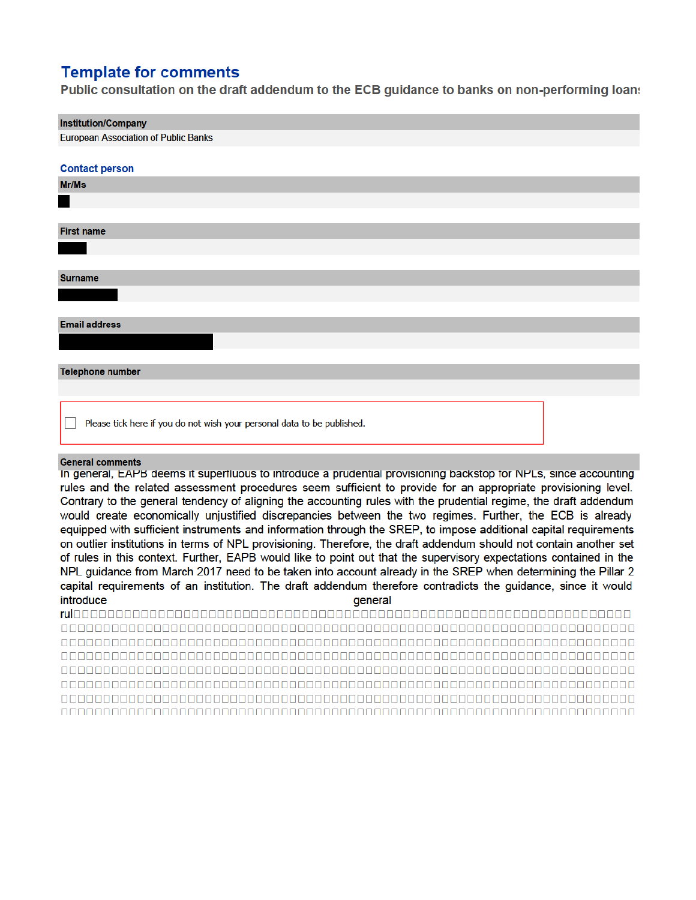# Template for comments

**Public consultation on the draft addendum to the ECB guidance to banks on non-performing loans**

**Institution/Company**

European Association of Public Banks

## Contact person

**Mr/Ms**

**First name**

**Surname**

**Email address**

**Telephone number**

☐ Please tick here if you do not wish your personal data to be published.

**General comments**

In general, EAPB deems it superfluous to introduce a prudential provisioning backstop for NPLs, since accounting rules and the related assessment procedures seem sufficient to provide for an appropriate provisioning level. Contrary to the general tendency of aligning the accounting rules with the prudential regime, the draft addendum would create economically unjustified discrepancies between the two regimes. Further, the ECB is already equipped with sufficient instruments and information through the SREP, to impose additional capital requirements on outlier institutions in terms of NPL provisioning. Therefore, the draft addendum should not contain another set of rules in this context. Further, EAPB would like to point out that the supervisory expectations contained in the NPL guidance from March 2017 need to be taken into account already in the SREP when determining the Pillar 2 capital requirements of an institution. The draft addendum therefore contradicts the guidance, since it would introduce general rul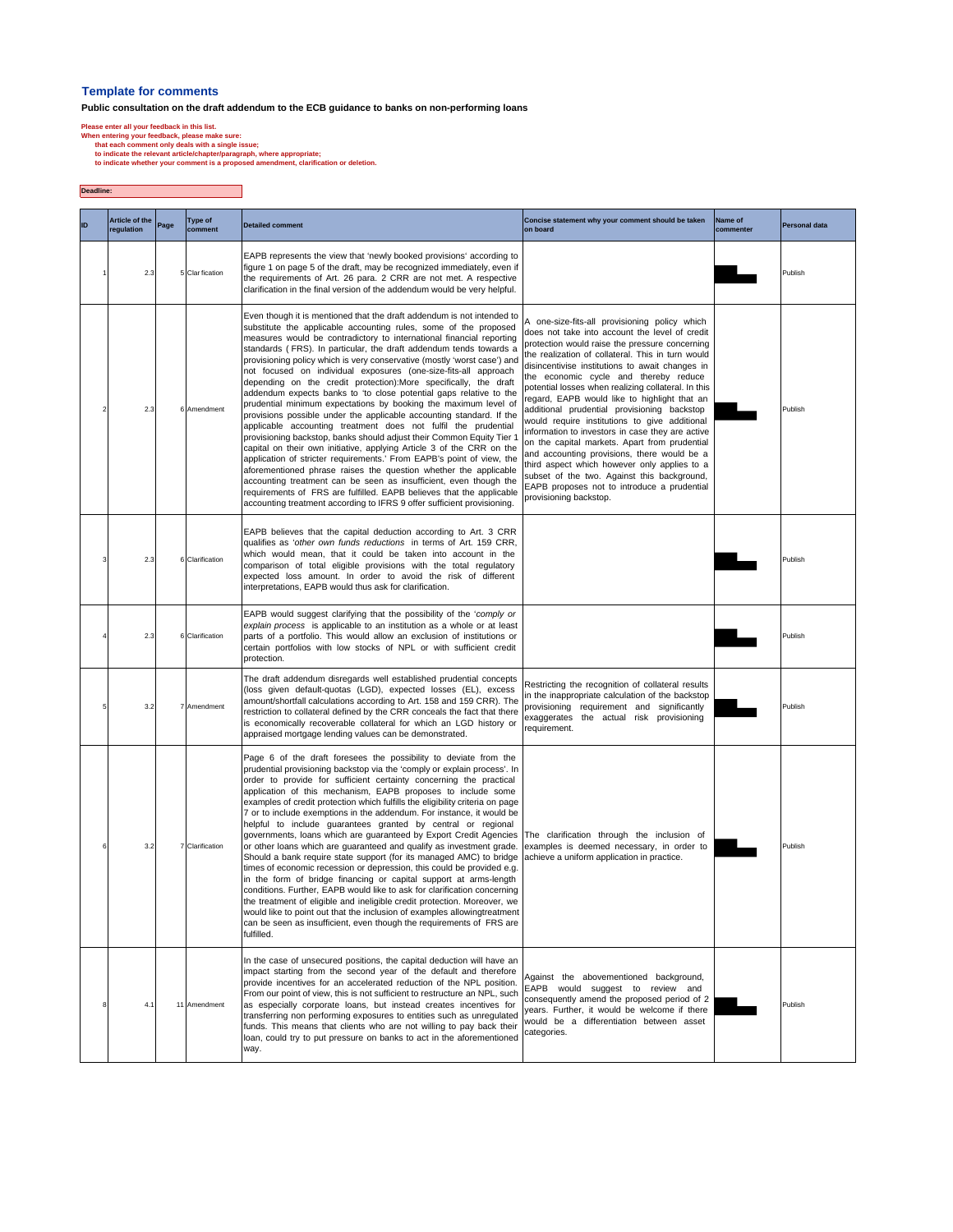## Template for comments

**Public consultation on the draft addendum to the ECB guidance to banks on non-performing loans**

**Please enter all your feedback in this list.**
**When entering your feedback, please make sure:**
- **that each comment only deals with a single issue;**
- **to indicate the relevant article/chapter/paragraph, where appropriate;**
- **to indicate whether your comment is a proposed amendment, clarification or deletion.**

**Deadline:**

| ID | Article of the regulation | Page | Type of comment | Detailed comment | Concise statement why your comment should be taken on board | Name of commenter | Personal data |
|---|---|---|---|---|---|---|---|
| 1 | 2.3 | 5 | Clarification | EAPB represents the view that 'newly booked provisions' according to figure 1 on page 5 of the draft, may be recognized immediately, even if the requirements of Art. 26 para. 2 CRR are not met. A respective clarification in the final version of the addendum would be very helpful. | | | Publish |
| 2 | 2.3 | 6 | Amendment | Even though it is mentioned that the draft addendum is not intended to substitute the applicable accounting rules, some of the proposed measures would be contradictory to international financial reporting standards (FRS). In particular, the draft addendum tends towards a provisioning policy which is very conservative (mostly 'worst case') and not focused on individual exposures (one-size-fits-all approach depending on the credit protection):More specifically, the draft addendum expects banks to 'to close potential gaps relative to the prudential minimum expectations by booking the maximum level of provisions possible under the applicable accounting standard. If the applicable accounting treatment does not fulfil the prudential provisioning backstop, banks should adjust their Common Equity Tier 1 capital on their own initiative, applying Article 3 of the CRR on the application of stricter requirements.' From EAPB's point of view, the aforementioned phrase raises the question whether the applicable accounting treatment can be seen as insufficient, even though the requirements of FRS are fulfilled. EAPB believes that the applicable accounting treatment according to IFRS 9 offer sufficient provisioning. | A one-size-fits-all provisioning policy which does not take into account the level of credit protection would raise the pressure concerning the realization of collateral. This in turn would disincentivise institutions to await changes in the economic cycle and thereby reduce potential losses when realizing collateral. In this regard, EAPB would like to highlight that an additional prudential provisioning backstop would require institutions to give additional information to investors in case they are active on the capital markets. Apart from prudential and accounting provisions, there would be a third aspect which however only applies to a subset of the two. Against this background, EAPB proposes not to introduce a prudential provisioning backstop. | | Publish |
| 3 | 2.3 | 6 | Clarification | EAPB believes that the capital deduction according to Art. 3 CRR qualifies as '*other own funds reductions* in terms of Art. 159 CRR, which would mean, that it could be taken into account in the comparison of total eligible provisions with the total regulatory expected loss amount. In order to avoid the risk of different interpretations, EAPB would thus ask for clarification. | | | Publish |
| 4 | 2.3 | 6 | Clarification | EAPB would suggest clarifying that the possibility of the '*comply or explain process* is applicable to an institution as a whole or at least parts of a portfolio. This would allow an exclusion of institutions or certain portfolios with low stocks of NPL or with sufficient credit protection. | | | Publish |
| 5 | 3.2 | 7 | Amendment | The draft addendum disregards well established prudential concepts (loss given default-quotas (LGD), expected losses (EL), excess amount/shortfall calculations according to Art. 158 and 159 CRR). The restriction to collateral defined by the CRR conceals the fact that there is economically recoverable collateral for which an LGD history or appraised mortgage lending values can be demonstrated. | Restricting the recognition of collateral results in the inappropriate calculation of the backstop provisioning requirement and significantly exaggerates the actual risk provisioning requirement. | | Publish |
| 6 | 3.2 | 7 | Clarification | Page 6 of the draft foresees the possibility to deviate from the prudential provisioning backstop via the 'comply or explain process'. In order to provide for sufficient certainty concerning the practical application of this mechanism, EAPB proposes to include some examples of credit protection which fulfills the eligibility criteria on page 7 or to include exemptions in the addendum. For instance, it would be helpful to include guarantees granted by central or regional governments, loans which are guaranteed by Export Credit Agencies or other loans which are guaranteed and qualify as investment grade. Should a bank require state support (for its managed AMC) to bridge times of economic recession or depression, this could be provided e.g. in the form of bridge financing or capital support at arms-length conditions. Further, EAPB would like to ask for clarification concerning the treatment of eligible and ineligible credit protection. Moreover, we would like to point out that the inclusion of examples allowingtreatment can be seen as insufficient, even though the requirements of FRS are fulfilled. | The clarification through the inclusion of examples is deemed necessary, in order to achieve a uniform application in practice. | | Publish |
| 8 | 4.1 | 11 | Amendment | In the case of unsecured positions, the capital deduction will have an impact starting from the second year of the default and therefore provide incentives for an accelerated reduction of the NPL position. From our point of view, this is not sufficient to restructure an NPL, such as especially corporate loans, but instead creates incentives for transferring non performing exposures to entities such as unregulated funds. This means that clients who are not willing to pay back their loan, could try to put pressure on banks to act in the aforementioned way. | Against the abovementioned background, EAPB would suggest to review and consequently amend the proposed period of 2 years. Further, it would be welcome if there would be a differentiation between asset categories. | | Publish |